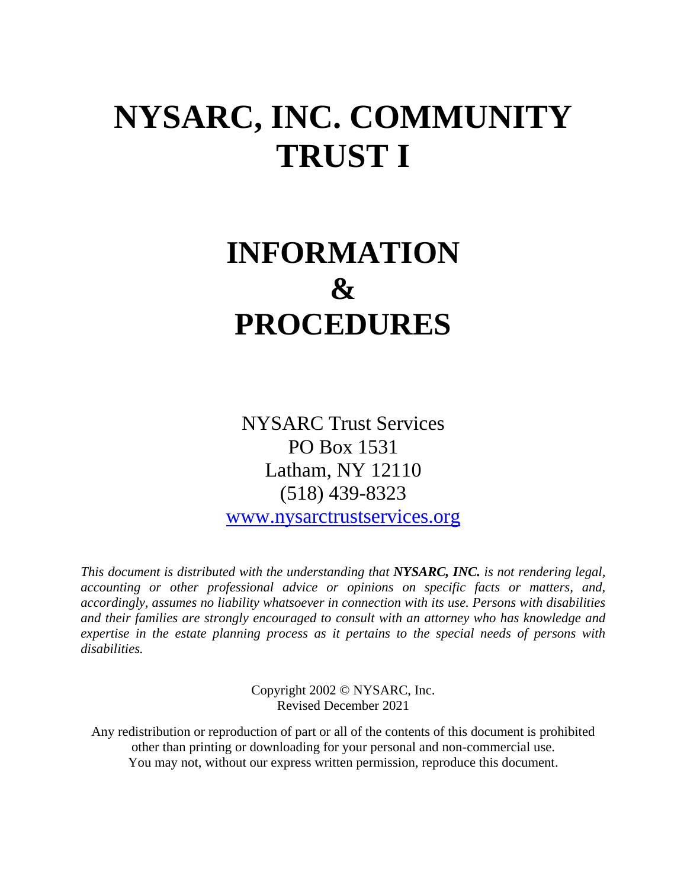# NYSARC, INC. COMMUNITY TRUST I

# INFORMATION & PROCEDURES

NYSARC Trust Services
PO Box 1531
Latham, NY 12110
(518) 439-8323
[www.nysarctrustservices.org](http://www.nysarctrustservices.org)

*This document is distributed with the understanding that **NYSARC, INC.** is not rendering legal, accounting or other professional advice or opinions on specific facts or matters, and, accordingly, assumes no liability whatsoever in connection with its use. Persons with disabilities and their families are strongly encouraged to consult with an attorney who has knowledge and expertise in the estate planning process as it pertains to the special needs of persons with disabilities.*

Copyright 2002 © NYSARC, Inc.
Revised December 2021

Any redistribution or reproduction of part or all of the contents of this document is prohibited other than printing or downloading for your personal and non-commercial use. You may not, without our express written permission, reproduce this document.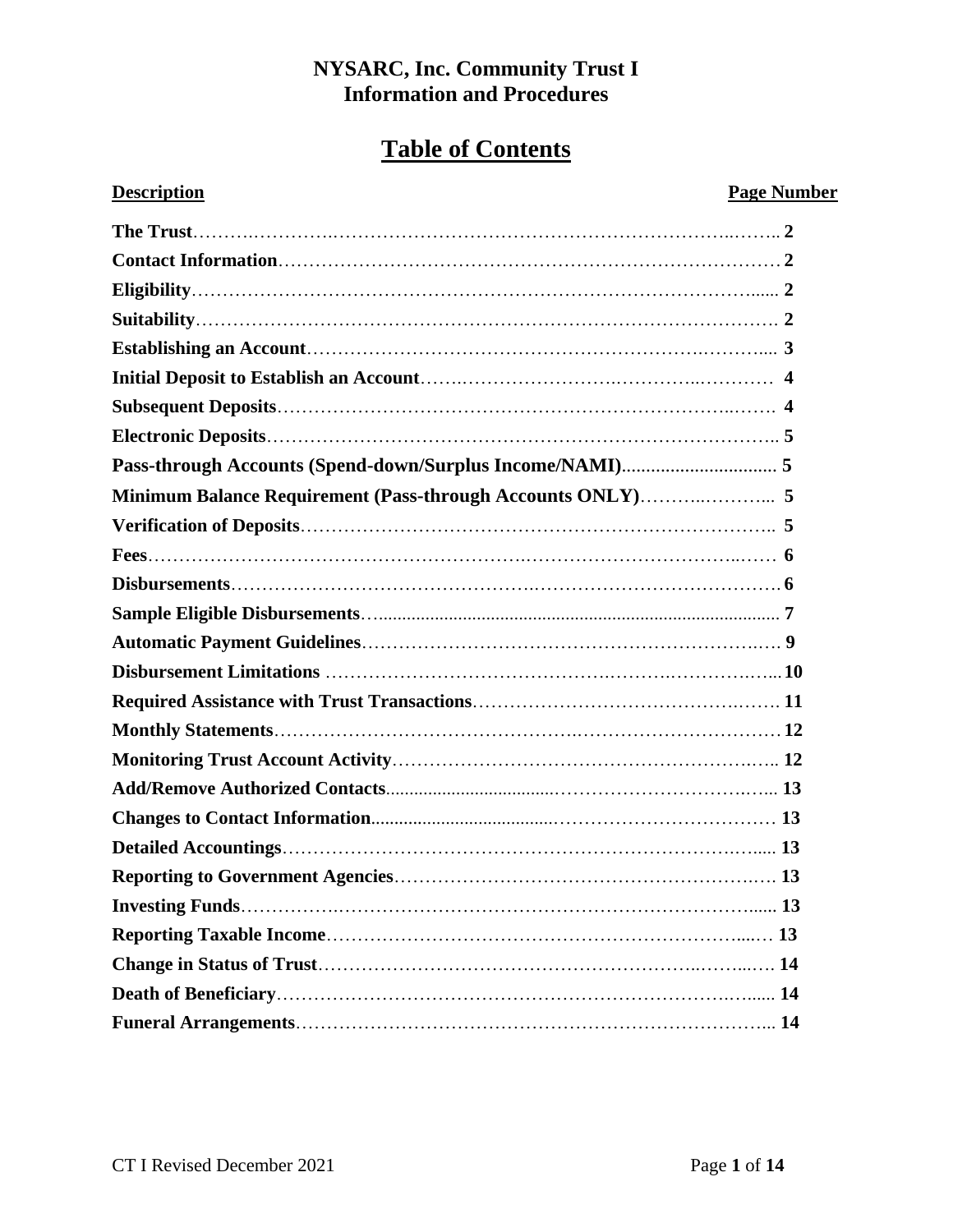# NYSARC, Inc. Community Trust I
# Information and Procedures

## Table of Contents

| Description | Page Number |
|---|---|
| **The Trust** | 2 |
| **Contact Information** | 2 |
| **Eligibility** | 2 |
| **Suitability** | 2 |
| **Establishing an Account** | 3 |
| **Initial Deposit to Establish an Account** | 4 |
| **Subsequent Deposits** | 4 |
| **Electronic Deposits** | 5 |
| **Pass-through Accounts (Spend-down/Surplus Income/NAMI)** | 5 |
| **Minimum Balance Requirement (Pass-through Accounts ONLY)** | 5 |
| **Verification of Deposits** | 5 |
| **Fees** | 6 |
| **Disbursements** | 6 |
| **Sample Eligible Disbursements** | 7 |
| **Automatic Payment Guidelines** | 9 |
| **Disbursement Limitations** | 10 |
| **Required Assistance with Trust Transactions** | 11 |
| **Monthly Statements** | 12 |
| **Monitoring Trust Account Activity** | 12 |
| **Add/Remove Authorized Contacts** | 13 |
| **Changes to Contact Information** | 13 |
| **Detailed Accountings** | 13 |
| **Reporting to Government Agencies** | 13 |
| **Investing Funds** | 13 |
| **Reporting Taxable Income** | 13 |
| **Change in Status of Trust** | 14 |
| **Death of Beneficiary** | 14 |
| **Funeral Arrangements** | 14 |

CT I Revised December 2021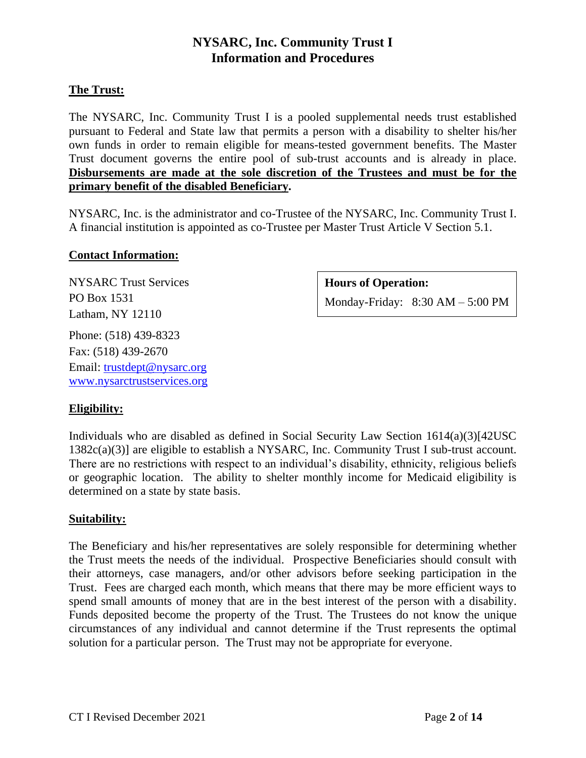# NYSARC, Inc. Community Trust I
# Information and Procedures

## The Trust:

The NYSARC, Inc. Community Trust I is a pooled supplemental needs trust established pursuant to Federal and State law that permits a person with a disability to shelter his/her own funds in order to remain eligible for means-tested government benefits. The Master Trust document governs the entire pool of sub-trust accounts and is already in place. **Disbursements are made at the sole discretion of the Trustees and must be for the primary benefit of the disabled Beneficiary.**

NYSARC, Inc. is the administrator and co-Trustee of the NYSARC, Inc. Community Trust I. A financial institution is appointed as co-Trustee per Master Trust Article V Section 5.1.

## Contact Information:

NYSARC Trust Services
PO Box 1531
Latham, NY 12110

Phone: (518) 439-8323
Fax: (518) 439-2670
Email: trustdept@nysarc.org
www.nysarctrustservices.org

**Hours of Operation:**
Monday-Friday: 8:30 AM – 5:00 PM

## Eligibility:

Individuals who are disabled as defined in Social Security Law Section 1614(a)(3)[42USC 1382c(a)(3)] are eligible to establish a NYSARC, Inc. Community Trust I sub-trust account. There are no restrictions with respect to an individual's disability, ethnicity, religious beliefs or geographic location. The ability to shelter monthly income for Medicaid eligibility is determined on a state by state basis.

## Suitability:

The Beneficiary and his/her representatives are solely responsible for determining whether the Trust meets the needs of the individual. Prospective Beneficiaries should consult with their attorneys, case managers, and/or other advisors before seeking participation in the Trust. Fees are charged each month, which means that there may be more efficient ways to spend small amounts of money that are in the best interest of the person with a disability. Funds deposited become the property of the Trust. The Trustees do not know the unique circumstances of any individual and cannot determine if the Trust represents the optimal solution for a particular person. The Trust may not be appropriate for everyone.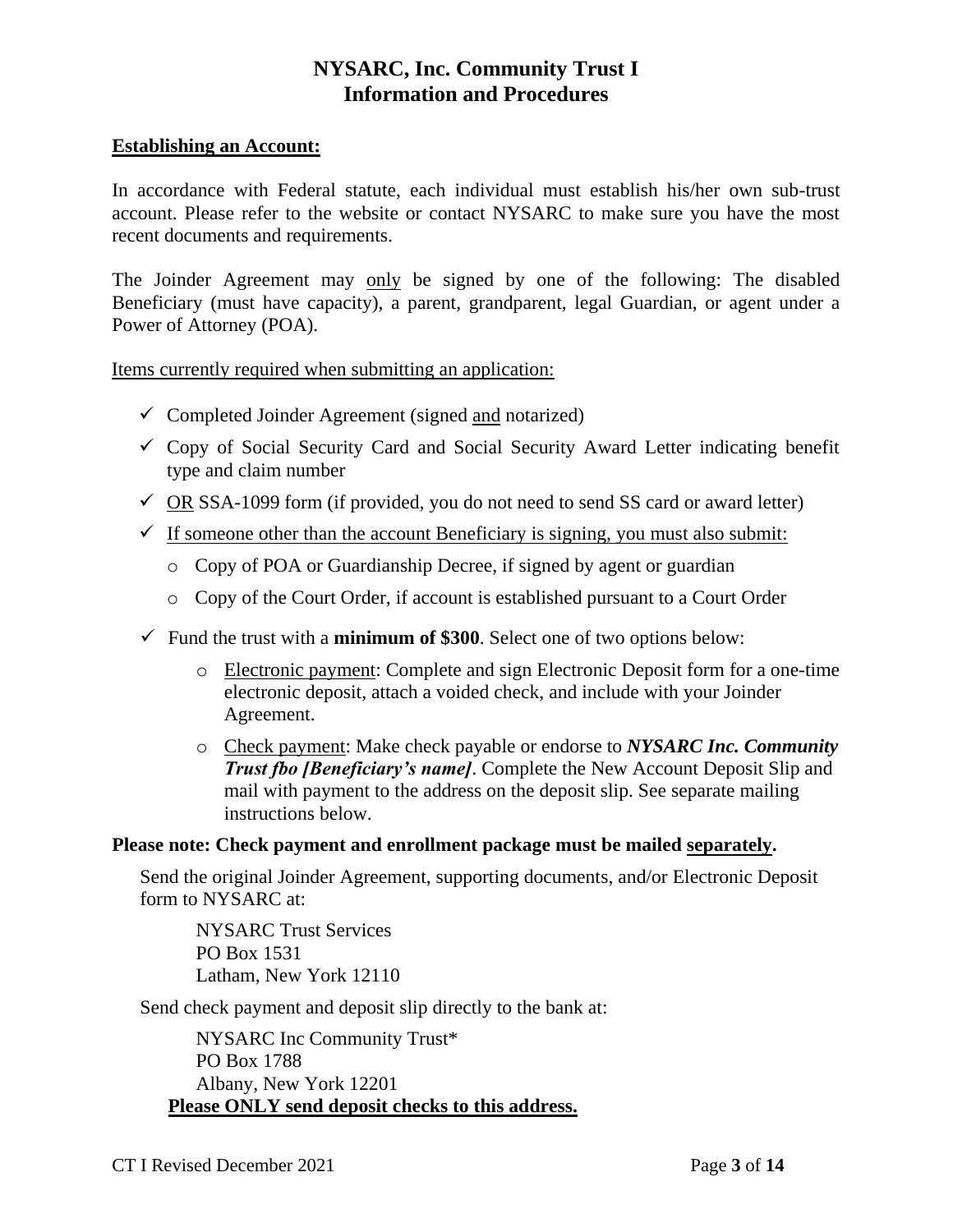# NYSARC, Inc. Community Trust I
# Information and Procedures

## Establishing an Account:

In accordance with Federal statute, each individual must establish his/her own sub-trust account. Please refer to the website or contact NYSARC to make sure you have the most recent documents and requirements.

The Joinder Agreement may only be signed by one of the following: The disabled Beneficiary (must have capacity), a parent, grandparent, legal Guardian, or agent under a Power of Attorney (POA).

Items currently required when submitting an application:

- ✓ Completed Joinder Agreement (signed and notarized)
- ✓ Copy of Social Security Card and Social Security Award Letter indicating benefit type and claim number
- ✓ OR SSA-1099 form (if provided, you do not need to send SS card or award letter)
- ✓ If someone other than the account Beneficiary is signing, you must also submit:
  - Copy of POA or Guardianship Decree, if signed by agent or guardian
  - Copy of the Court Order, if account is established pursuant to a Court Order
- ✓ Fund the trust with a **minimum of $300**. Select one of two options below:
  - Electronic payment: Complete and sign Electronic Deposit form for a one-time electronic deposit, attach a voided check, and include with your Joinder Agreement.
  - Check payment: Make check payable or endorse to ***NYSARC Inc. Community Trust fbo [Beneficiary's name]***. Complete the New Account Deposit Slip and mail with payment to the address on the deposit slip. See separate mailing instructions below.

**Please note: Check payment and enrollment package must be mailed separately.**

Send the original Joinder Agreement, supporting documents, and/or Electronic Deposit form to NYSARC at:

NYSARC Trust Services
PO Box 1531
Latham, New York 12110

Send check payment and deposit slip directly to the bank at:

NYSARC Inc Community Trust*
PO Box 1788
Albany, New York 12201

**Please ONLY send deposit checks to this address.**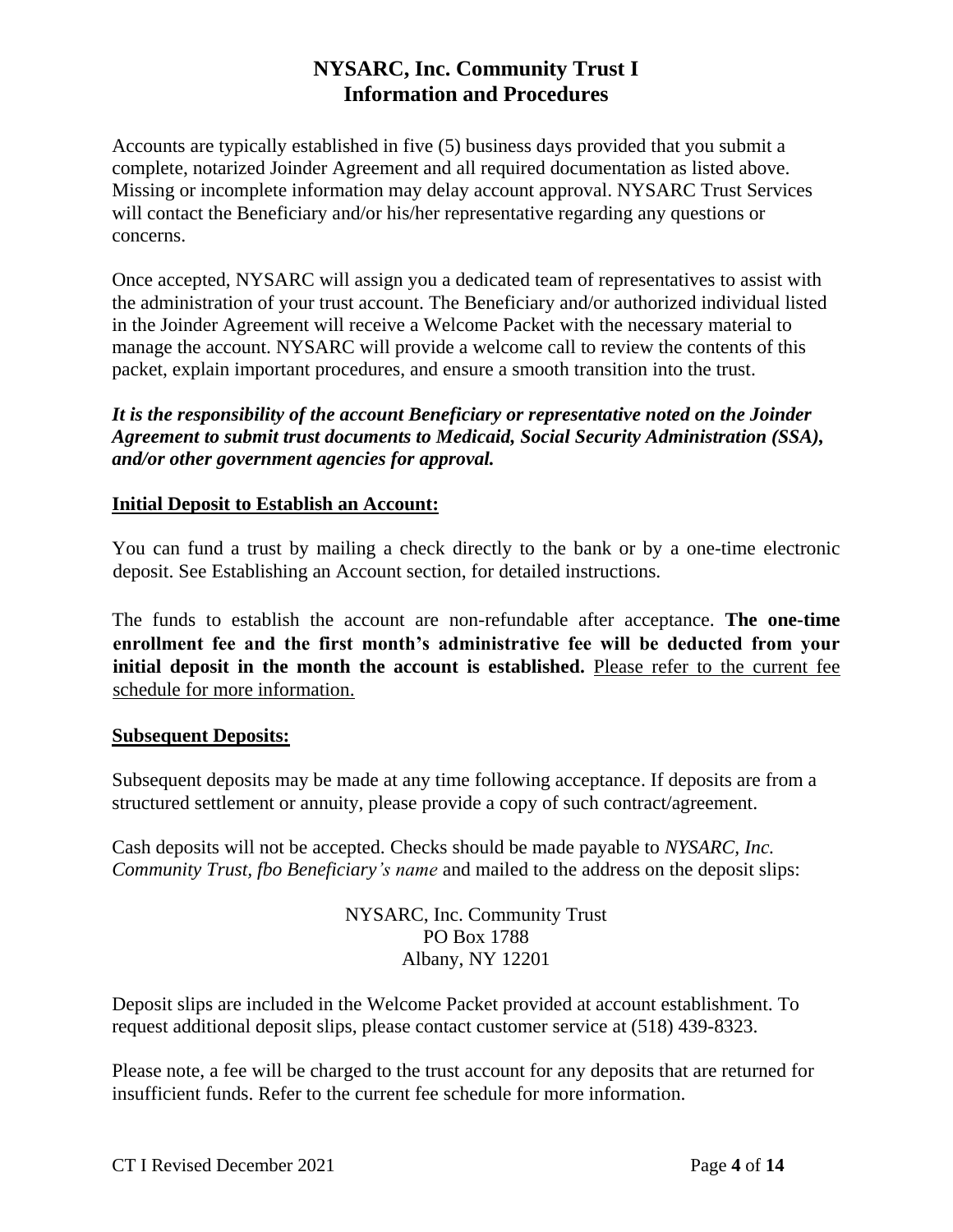# NYSARC, Inc. Community Trust I
# Information and Procedures

Accounts are typically established in five (5) business days provided that you submit a complete, notarized Joinder Agreement and all required documentation as listed above. Missing or incomplete information may delay account approval. NYSARC Trust Services will contact the Beneficiary and/or his/her representative regarding any questions or concerns.

Once accepted, NYSARC will assign you a dedicated team of representatives to assist with the administration of your trust account. The Beneficiary and/or authorized individual listed in the Joinder Agreement will receive a Welcome Packet with the necessary material to manage the account. NYSARC will provide a welcome call to review the contents of this packet, explain important procedures, and ensure a smooth transition into the trust.

***It is the responsibility of the account Beneficiary or representative noted on the Joinder Agreement to submit trust documents to Medicaid, Social Security Administration (SSA), and/or other government agencies for approval.***

**Initial Deposit to Establish an Account:**

You can fund a trust by mailing a check directly to the bank or by a one-time electronic deposit. See Establishing an Account section, for detailed instructions.

The funds to establish the account are non-refundable after acceptance. **The one-time enrollment fee and the first month's administrative fee will be deducted from your initial deposit in the month the account is established.** Please refer to the current fee schedule for more information.

**Subsequent Deposits:**

Subsequent deposits may be made at any time following acceptance. If deposits are from a structured settlement or annuity, please provide a copy of such contract/agreement.

Cash deposits will not be accepted. Checks should be made payable to *NYSARC, Inc. Community Trust, fbo Beneficiary's name* and mailed to the address on the deposit slips:

NYSARC, Inc. Community Trust
PO Box 1788
Albany, NY 12201

Deposit slips are included in the Welcome Packet provided at account establishment. To request additional deposit slips, please contact customer service at (518) 439-8323.

Please note, a fee will be charged to the trust account for any deposits that are returned for insufficient funds. Refer to the current fee schedule for more information.

CT I Revised December 2021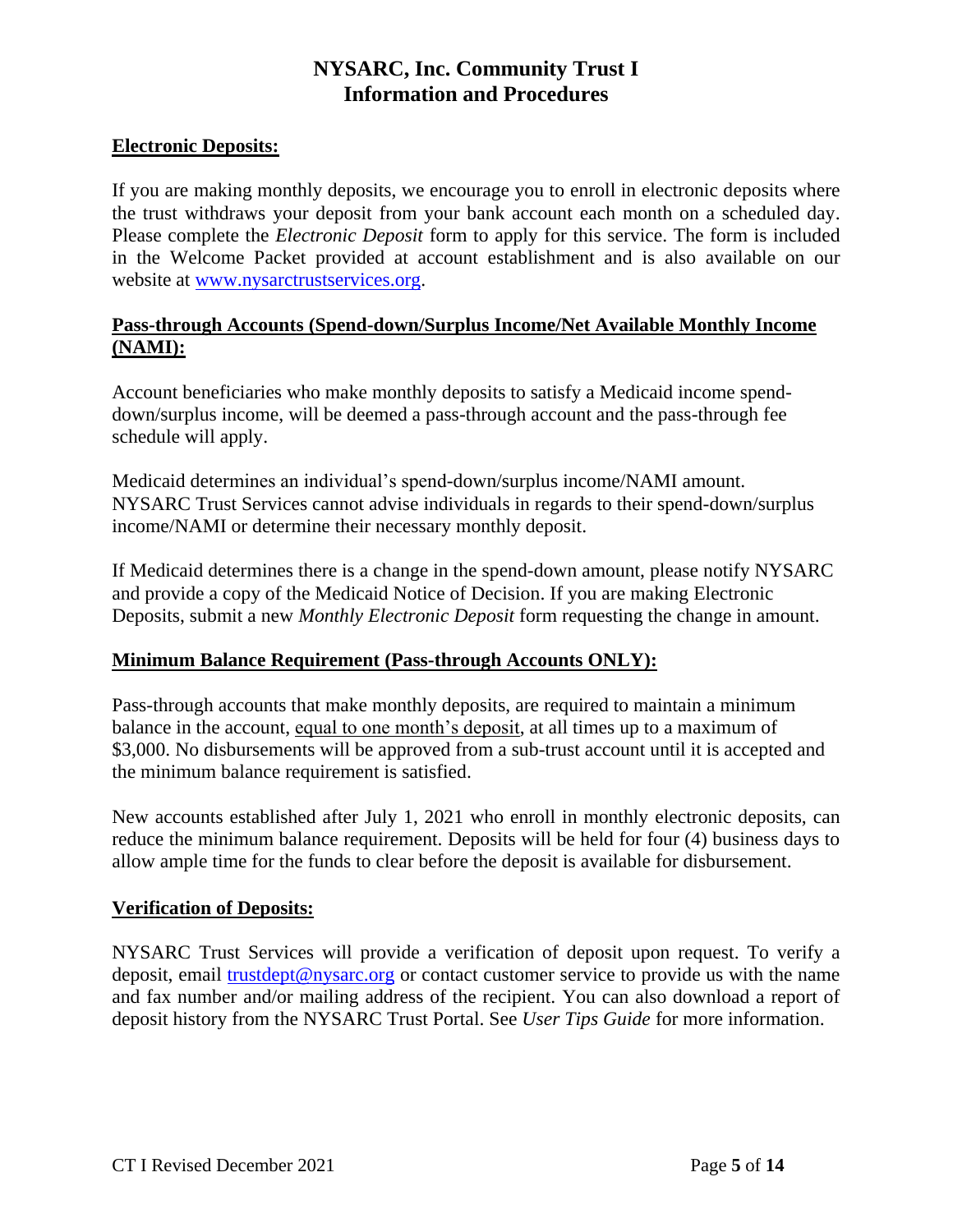# NYSARC, Inc. Community Trust I
# Information and Procedures

## Electronic Deposits:

If you are making monthly deposits, we encourage you to enroll in electronic deposits where the trust withdraws your deposit from your bank account each month on a scheduled day. Please complete the *Electronic Deposit* form to apply for this service. The form is included in the Welcome Packet provided at account establishment and is also available on our website at [www.nysarctrustservices.org](www.nysarctrustservices.org).

## Pass-through Accounts (Spend-down/Surplus Income/Net Available Monthly Income (NAMI):

Account beneficiaries who make monthly deposits to satisfy a Medicaid income spend-down/surplus income, will be deemed a pass-through account and the pass-through fee schedule will apply.

Medicaid determines an individual's spend-down/surplus income/NAMI amount. NYSARC Trust Services cannot advise individuals in regards to their spend-down/surplus income/NAMI or determine their necessary monthly deposit.

If Medicaid determines there is a change in the spend-down amount, please notify NYSARC and provide a copy of the Medicaid Notice of Decision. If you are making Electronic Deposits, submit a new *Monthly Electronic Deposit* form requesting the change in amount.

## Minimum Balance Requirement (Pass-through Accounts ONLY):

Pass-through accounts that make monthly deposits, are required to maintain a minimum balance in the account, <u>equal to one month's deposit</u>, at all times up to a maximum of $3,000. No disbursements will be approved from a sub-trust account until it is accepted and the minimum balance requirement is satisfied.

New accounts established after July 1, 2021 who enroll in monthly electronic deposits, can reduce the minimum balance requirement. Deposits will be held for four (4) business days to allow ample time for the funds to clear before the deposit is available for disbursement.

## Verification of Deposits:

NYSARC Trust Services will provide a verification of deposit upon request. To verify a deposit, email [trustdept@nysarc.org](mailto:trustdept@nysarc.org) or contact customer service to provide us with the name and fax number and/or mailing address of the recipient. You can also download a report of deposit history from the NYSARC Trust Portal. See *User Tips Guide* for more information.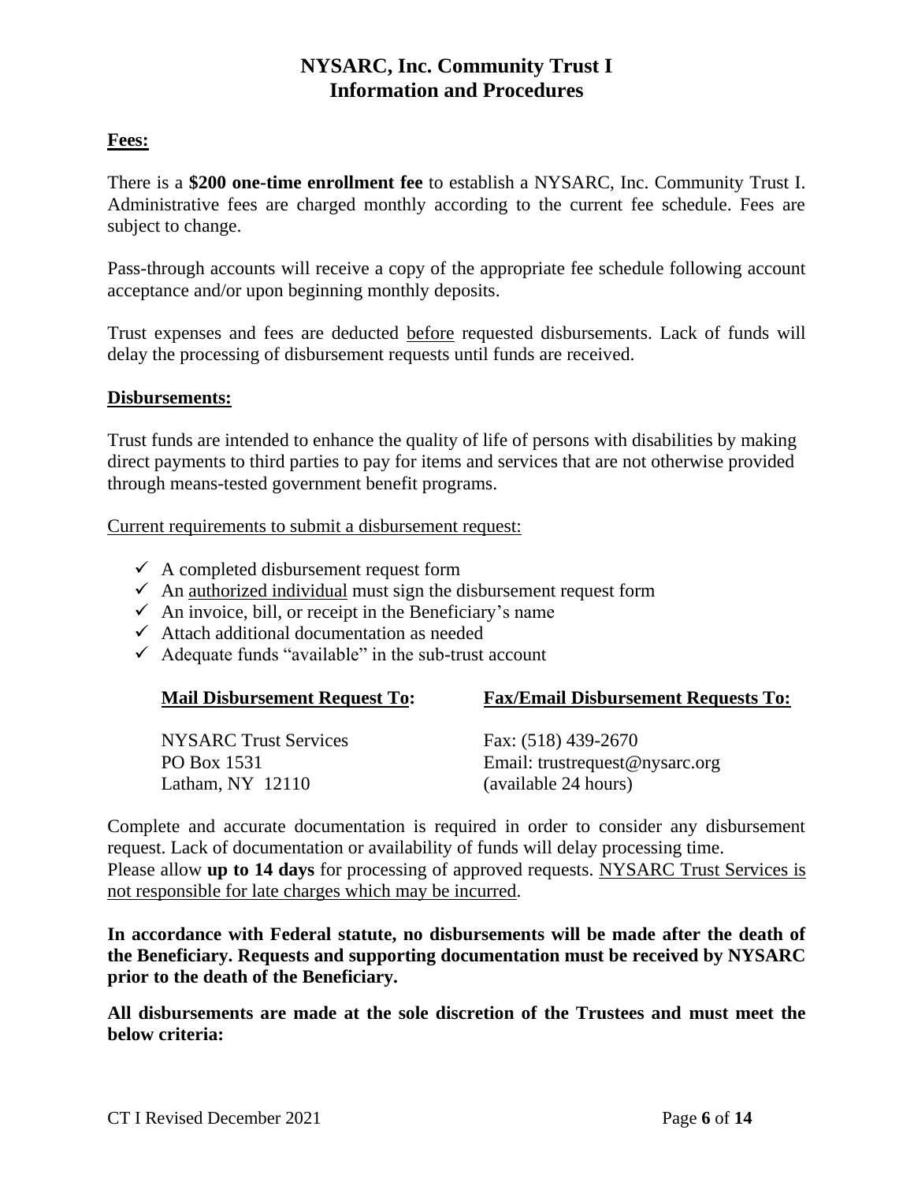# NYSARC, Inc. Community Trust I
## Information and Procedures

**Fees:**

There is a **$200 one-time enrollment fee** to establish a NYSARC, Inc. Community Trust I. Administrative fees are charged monthly according to the current fee schedule. Fees are subject to change.

Pass-through accounts will receive a copy of the appropriate fee schedule following account acceptance and/or upon beginning monthly deposits.

Trust expenses and fees are deducted before requested disbursements. Lack of funds will delay the processing of disbursement requests until funds are received.

**Disbursements:**

Trust funds are intended to enhance the quality of life of persons with disabilities by making direct payments to third parties to pay for items and services that are not otherwise provided through means-tested government benefit programs.

Current requirements to submit a disbursement request:

- ✓ A completed disbursement request form
- ✓ An authorized individual must sign the disbursement request form
- ✓ An invoice, bill, or receipt in the Beneficiary's name
- ✓ Attach additional documentation as needed
- ✓ Adequate funds "available" in the sub-trust account

**Mail Disbursement Request To:**

NYSARC Trust Services
PO Box 1531
Latham, NY 12110

**Fax/Email Disbursement Requests To:**

Fax: (518) 439-2670
Email: trustrequest@nysarc.org
(available 24 hours)

Complete and accurate documentation is required in order to consider any disbursement request. Lack of documentation or availability of funds will delay processing time.
Please allow **up to 14 days** for processing of approved requests. NYSARC Trust Services is not responsible for late charges which may be incurred.

**In accordance with Federal statute, no disbursements will be made after the death of the Beneficiary. Requests and supporting documentation must be received by NYSARC prior to the death of the Beneficiary.**

**All disbursements are made at the sole discretion of the Trustees and must meet the below criteria:**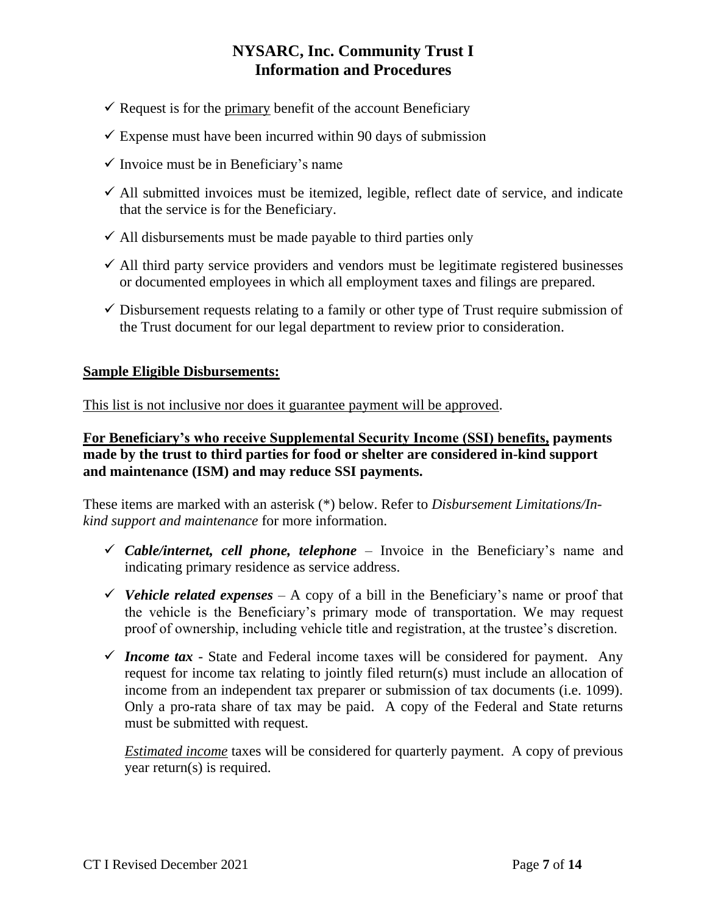- ✓ Request is for the primary benefit of the account Beneficiary
- ✓ Expense must have been incurred within 90 days of submission
- ✓ Invoice must be in Beneficiary's name
- ✓ All submitted invoices must be itemized, legible, reflect date of service, and indicate that the service is for the Beneficiary.
- ✓ All disbursements must be made payable to third parties only
- ✓ All third party service providers and vendors must be legitimate registered businesses or documented employees in which all employment taxes and filings are prepared.
- ✓ Disbursement requests relating to a family or other type of Trust require submission of the Trust document for our legal department to review prior to consideration.

**Sample Eligible Disbursements:**

This list is not inclusive nor does it guarantee payment will be approved.

**For Beneficiary's who receive Supplemental Security Income (SSI) benefits, payments made by the trust to third parties for food or shelter are considered in-kind support and maintenance (ISM) and may reduce SSI payments.**

These items are marked with an asterisk (*) below. Refer to *Disbursement Limitations/In-kind support and maintenance* for more information.

- ✓ ***Cable/internet, cell phone, telephone*** – Invoice in the Beneficiary's name and indicating primary residence as service address.
- ✓ ***Vehicle related expenses*** – A copy of a bill in the Beneficiary's name or proof that the vehicle is the Beneficiary's primary mode of transportation. We may request proof of ownership, including vehicle title and registration, at the trustee's discretion.
- ✓ ***Income tax*** - State and Federal income taxes will be considered for payment. Any request for income tax relating to jointly filed return(s) must include an allocation of income from an independent tax preparer or submission of tax documents (i.e. 1099). Only a pro-rata share of tax may be paid. A copy of the Federal and State returns must be submitted with request.

  *Estimated income* taxes will be considered for quarterly payment. A copy of previous year return(s) is required.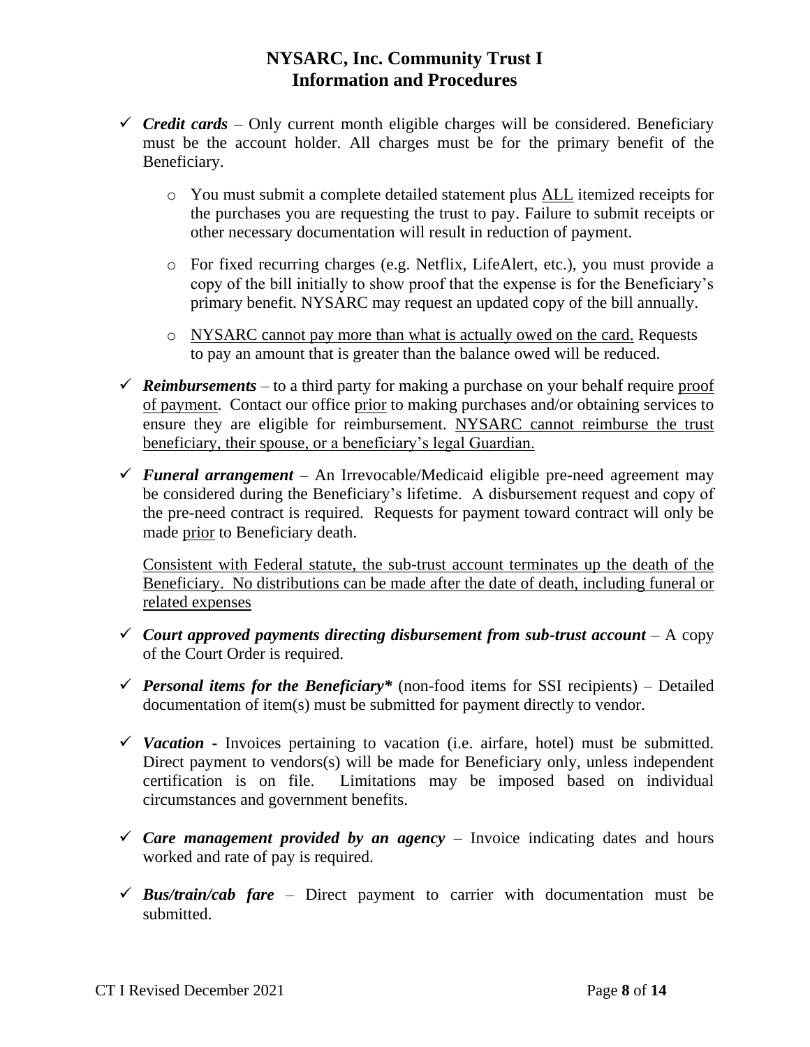- ✓ ***Credit cards*** – Only current month eligible charges will be considered. Beneficiary must be the account holder. All charges must be for the primary benefit of the Beneficiary.
  - You must submit a complete detailed statement plus <u>ALL</u> itemized receipts for the purchases you are requesting the trust to pay. Failure to submit receipts or other necessary documentation will result in reduction of payment.
  - For fixed recurring charges (e.g. Netflix, LifeAlert, etc.), you must provide a copy of the bill initially to show proof that the expense is for the Beneficiary's primary benefit. NYSARC may request an updated copy of the bill annually.
  - <u>NYSARC cannot pay more than what is actually owed on the card.</u> Requests to pay an amount that is greater than the balance owed will be reduced.
- ✓ ***Reimbursements*** – to a third party for making a purchase on your behalf require <u>proof of payment</u>. Contact our office <u>prior</u> to making purchases and/or obtaining services to ensure they are eligible for reimbursement. <u>NYSARC cannot reimburse the trust beneficiary, their spouse, or a beneficiary's legal Guardian.</u>
- ✓ ***Funeral arrangement*** – An Irrevocable/Medicaid eligible pre-need agreement may be considered during the Beneficiary's lifetime. A disbursement request and copy of the pre-need contract is required. Requests for payment toward contract will only be made <u>prior</u> to Beneficiary death.

  <u>Consistent with Federal statute, the sub-trust account terminates up the death of the Beneficiary. No distributions can be made after the date of death, including funeral or related expenses</u>
- ✓ ***Court approved payments directing disbursement from sub-trust account*** – A copy of the Court Order is required.
- ✓ ***Personal items for the Beneficiary**** (non-food items for SSI recipients) – Detailed documentation of item(s) must be submitted for payment directly to vendor.
- ✓ ***Vacation*** - Invoices pertaining to vacation (i.e. airfare, hotel) must be submitted. Direct payment to vendors(s) will be made for Beneficiary only, unless independent certification is on file. Limitations may be imposed based on individual circumstances and government benefits.
- ✓ ***Care management provided by an agency*** – Invoice indicating dates and hours worked and rate of pay is required.
- ✓ ***Bus/train/cab fare*** – Direct payment to carrier with documentation must be submitted.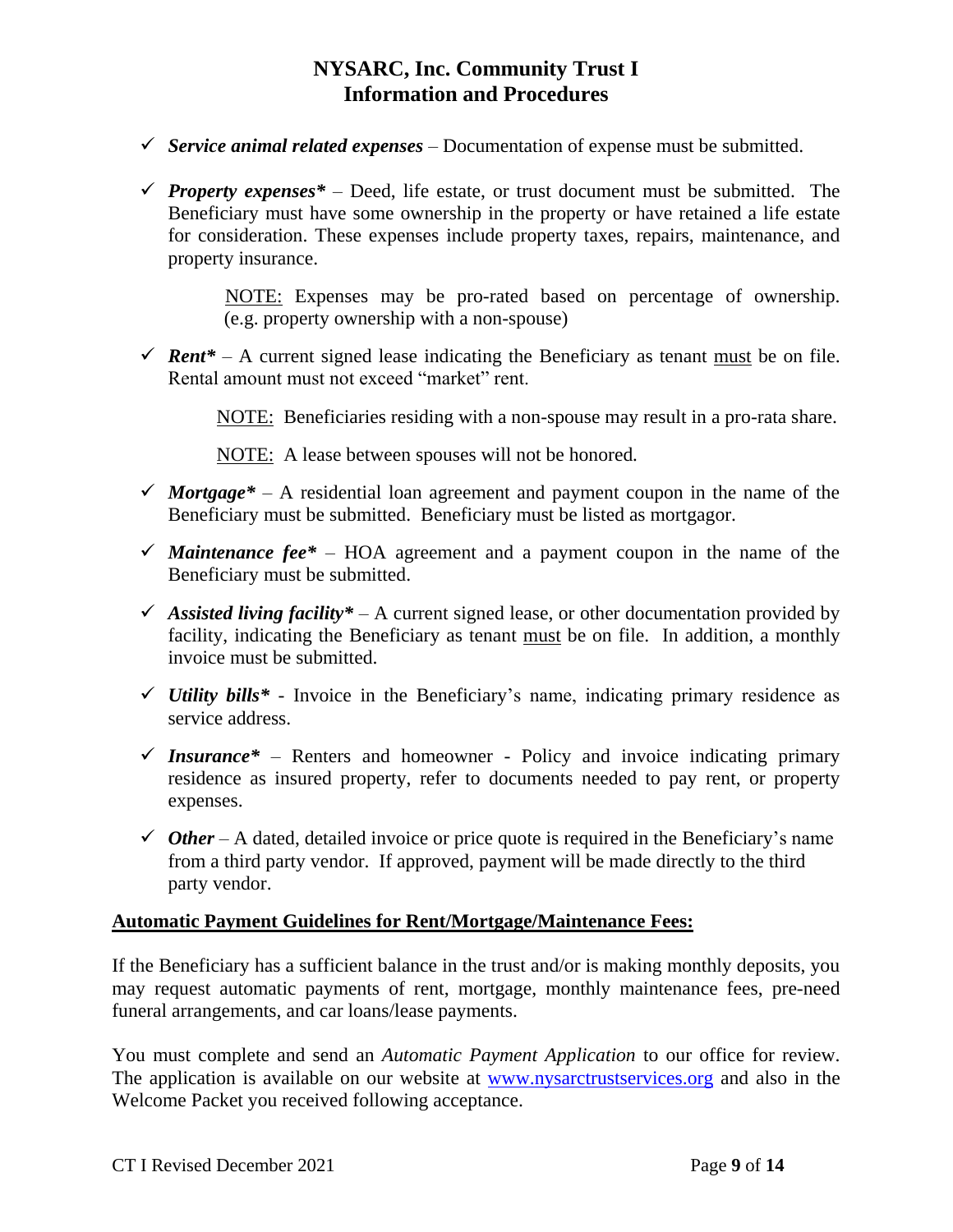- ✓ ***Service animal related expenses*** – Documentation of expense must be submitted.

- ✓ ***Property expenses**** – Deed, life estate, or trust document must be submitted. The Beneficiary must have some ownership in the property or have retained a life estate for consideration. These expenses include property taxes, repairs, maintenance, and property insurance.

  NOTE: Expenses may be pro-rated based on percentage of ownership. (e.g. property ownership with a non-spouse)

- ✓ ***Rent**** – A current signed lease indicating the Beneficiary as tenant must be on file. Rental amount must not exceed "market" rent.

  NOTE: Beneficiaries residing with a non-spouse may result in a pro-rata share.

  NOTE: A lease between spouses will not be honored.

- ✓ ***Mortgage**** – A residential loan agreement and payment coupon in the name of the Beneficiary must be submitted. Beneficiary must be listed as mortgagor.

- ✓ ***Maintenance fee**** – HOA agreement and a payment coupon in the name of the Beneficiary must be submitted.

- ✓ ***Assisted living facility**** – A current signed lease, or other documentation provided by facility, indicating the Beneficiary as tenant must be on file. In addition, a monthly invoice must be submitted.

- ✓ ***Utility bills**** - Invoice in the Beneficiary's name, indicating primary residence as service address.

- ✓ ***Insurance**** – Renters and homeowner - Policy and invoice indicating primary residence as insured property, refer to documents needed to pay rent, or property expenses.

- ✓ ***Other*** – A dated, detailed invoice or price quote is required in the Beneficiary's name from a third party vendor. If approved, payment will be made directly to the third party vendor.

**Automatic Payment Guidelines for Rent/Mortgage/Maintenance Fees:**

If the Beneficiary has a sufficient balance in the trust and/or is making monthly deposits, you may request automatic payments of rent, mortgage, monthly maintenance fees, pre-need funeral arrangements, and car loans/lease payments.

You must complete and send an *Automatic Payment Application* to our office for review. The application is available on our website at www.nysarctrustservices.org and also in the Welcome Packet you received following acceptance.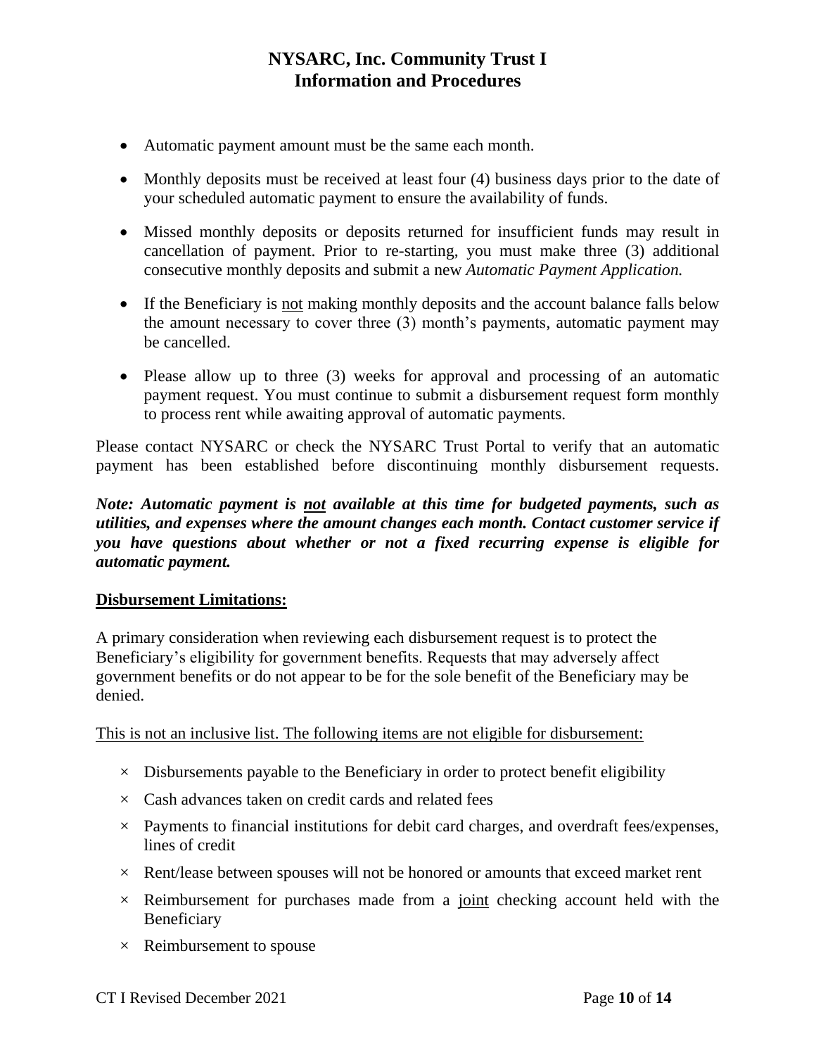- Automatic payment amount must be the same each month.
- Monthly deposits must be received at least four (4) business days prior to the date of your scheduled automatic payment to ensure the availability of funds.
- Missed monthly deposits or deposits returned for insufficient funds may result in cancellation of payment. Prior to re-starting, you must make three (3) additional consecutive monthly deposits and submit a new *Automatic Payment Application.*
- If the Beneficiary is <u>not</u> making monthly deposits and the account balance falls below the amount necessary to cover three (3) month's payments, automatic payment may be cancelled.
- Please allow up to three (3) weeks for approval and processing of an automatic payment request. You must continue to submit a disbursement request form monthly to process rent while awaiting approval of automatic payments.

Please contact NYSARC or check the NYSARC Trust Portal to verify that an automatic payment has been established before discontinuing monthly disbursement requests.

***Note: Automatic payment is <u>not</u> available at this time for budgeted payments, such as utilities, and expenses where the amount changes each month. Contact customer service if you have questions about whether or not a fixed recurring expense is eligible for automatic payment.***

**<u>Disbursement Limitations:</u>**

A primary consideration when reviewing each disbursement request is to protect the Beneficiary's eligibility for government benefits. Requests that may adversely affect government benefits or do not appear to be for the sole benefit of the Beneficiary may be denied.

<u>This is not an inclusive list. The following items are not eligible for disbursement:</u>

× Disbursements payable to the Beneficiary in order to protect benefit eligibility

× Cash advances taken on credit cards and related fees

× Payments to financial institutions for debit card charges, and overdraft fees/expenses, lines of credit

× Rent/lease between spouses will not be honored or amounts that exceed market rent

× Reimbursement for purchases made from a <u>joint</u> checking account held with the Beneficiary

× Reimbursement to spouse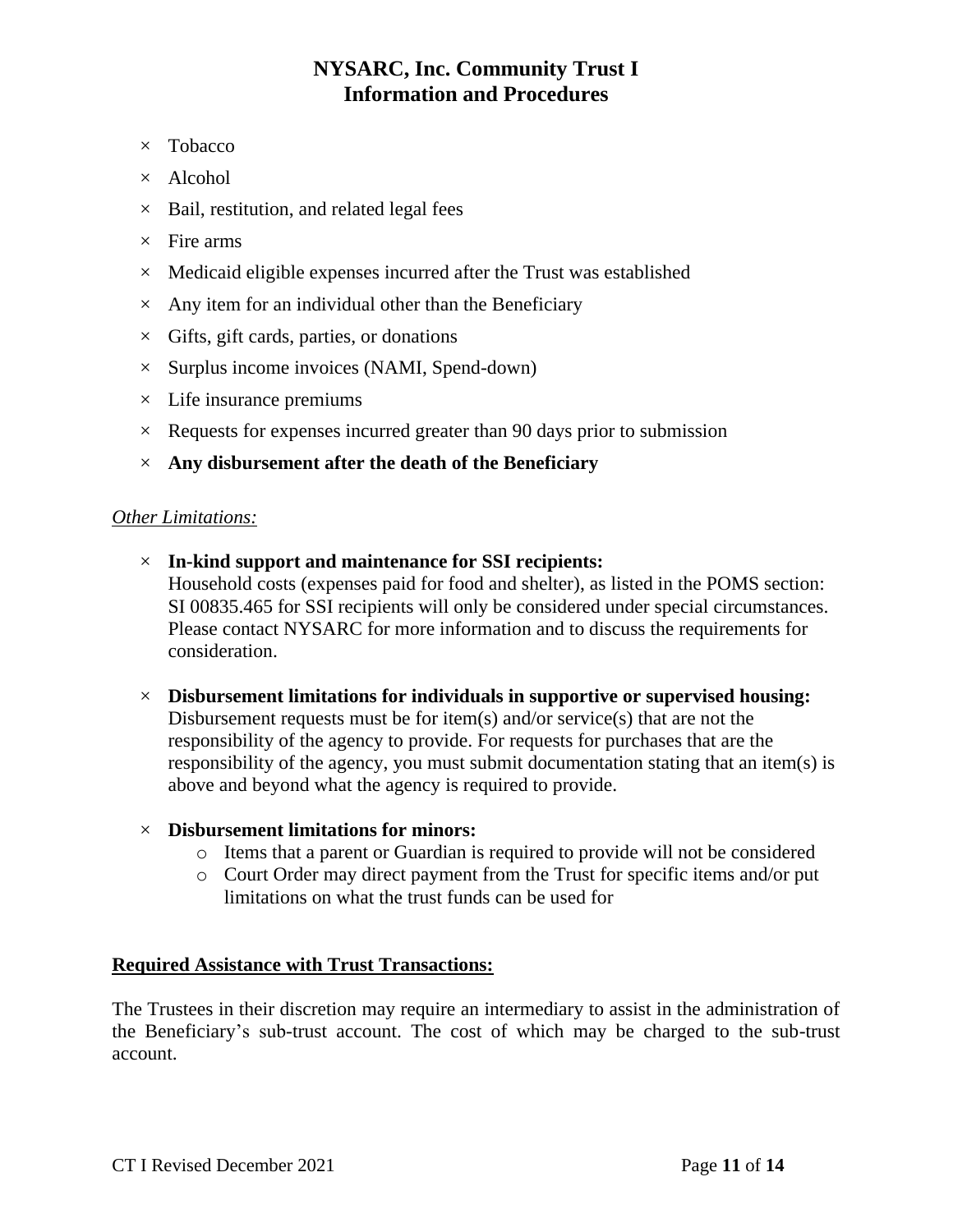- × Tobacco
- × Alcohol
- × Bail, restitution, and related legal fees
- × Fire arms
- × Medicaid eligible expenses incurred after the Trust was established
- × Any item for an individual other than the Beneficiary
- × Gifts, gift cards, parties, or donations
- × Surplus income invoices (NAMI, Spend-down)
- × Life insurance premiums
- × Requests for expenses incurred greater than 90 days prior to submission
- × **Any disbursement after the death of the Beneficiary**

*Other Limitations:*

- × **In-kind support and maintenance for SSI recipients:**
  Household costs (expenses paid for food and shelter), as listed in the POMS section: SI 00835.465 for SSI recipients will only be considered under special circumstances. Please contact NYSARC for more information and to discuss the requirements for consideration.

- × **Disbursement limitations for individuals in supportive or supervised housing:**
  Disbursement requests must be for item(s) and/or service(s) that are not the responsibility of the agency to provide. For requests for purchases that are the responsibility of the agency, you must submit documentation stating that an item(s) is above and beyond what the agency is required to provide.

- × **Disbursement limitations for minors:**
  - Items that a parent or Guardian is required to provide will not be considered
  - Court Order may direct payment from the Trust for specific items and/or put limitations on what the trust funds can be used for

**Required Assistance with Trust Transactions:**

The Trustees in their discretion may require an intermediary to assist in the administration of the Beneficiary's sub-trust account. The cost of which may be charged to the sub-trust account.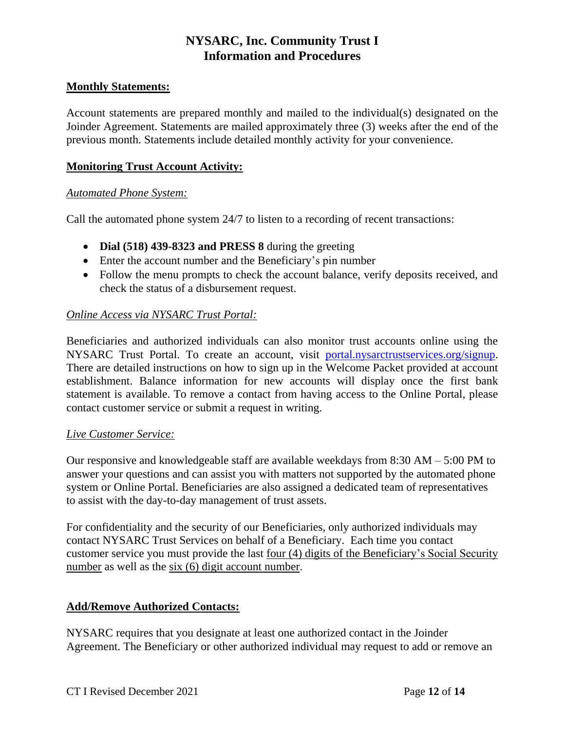# NYSARC, Inc. Community Trust I
# Information and Procedures

## Monthly Statements:

Account statements are prepared monthly and mailed to the individual(s) designated on the Joinder Agreement. Statements are mailed approximately three (3) weeks after the end of the previous month. Statements include detailed monthly activity for your convenience.

## Monitoring Trust Account Activity:

*Automated Phone System:*

Call the automated phone system 24/7 to listen to a recording of recent transactions:

- **Dial (518) 439-8323 and PRESS 8** during the greeting
- Enter the account number and the Beneficiary's pin number
- Follow the menu prompts to check the account balance, verify deposits received, and check the status of a disbursement request.

*Online Access via NYSARC Trust Portal:*

Beneficiaries and authorized individuals can also monitor trust accounts online using the NYSARC Trust Portal. To create an account, visit portal.nysarctrustservices.org/signup. There are detailed instructions on how to sign up in the Welcome Packet provided at account establishment. Balance information for new accounts will display once the first bank statement is available. To remove a contact from having access to the Online Portal, please contact customer service or submit a request in writing.

*Live Customer Service:*

Our responsive and knowledgeable staff are available weekdays from 8:30 AM – 5:00 PM to answer your questions and can assist you with matters not supported by the automated phone system or Online Portal. Beneficiaries are also assigned a dedicated team of representatives to assist with the day-to-day management of trust assets.

For confidentiality and the security of our Beneficiaries, only authorized individuals may contact NYSARC Trust Services on behalf of a Beneficiary. Each time you contact customer service you must provide the last four (4) digits of the Beneficiary's Social Security number as well as the six (6) digit account number.

## Add/Remove Authorized Contacts:

NYSARC requires that you designate at least one authorized contact in the Joinder Agreement. The Beneficiary or other authorized individual may request to add or remove an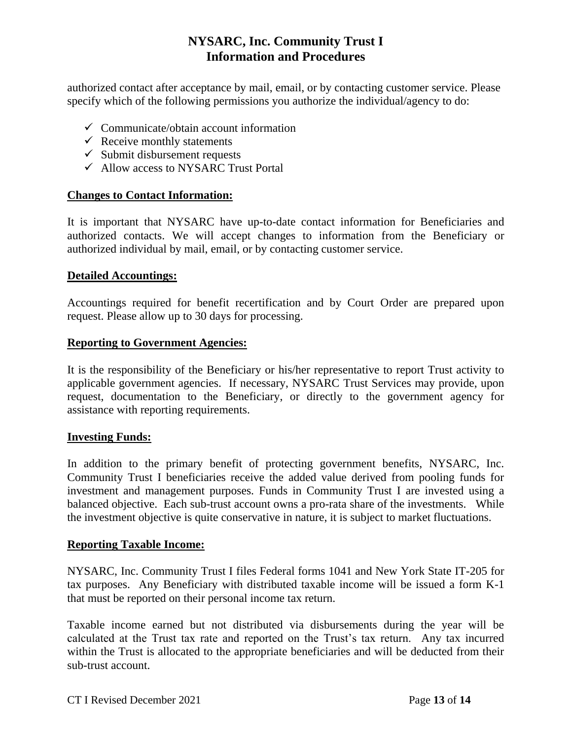authorized contact after acceptance by mail, email, or by contacting customer service. Please specify which of the following permissions you authorize the individual/agency to do:

- ✓ Communicate/obtain account information
- ✓ Receive monthly statements
- ✓ Submit disbursement requests
- ✓ Allow access to NYSARC Trust Portal

**Changes to Contact Information:**

It is important that NYSARC have up-to-date contact information for Beneficiaries and authorized contacts. We will accept changes to information from the Beneficiary or authorized individual by mail, email, or by contacting customer service.

**Detailed Accountings:**

Accountings required for benefit recertification and by Court Order are prepared upon request. Please allow up to 30 days for processing.

**Reporting to Government Agencies:**

It is the responsibility of the Beneficiary or his/her representative to report Trust activity to applicable government agencies. If necessary, NYSARC Trust Services may provide, upon request, documentation to the Beneficiary, or directly to the government agency for assistance with reporting requirements.

**Investing Funds:**

In addition to the primary benefit of protecting government benefits, NYSARC, Inc. Community Trust I beneficiaries receive the added value derived from pooling funds for investment and management purposes. Funds in Community Trust I are invested using a balanced objective. Each sub-trust account owns a pro-rata share of the investments. While the investment objective is quite conservative in nature, it is subject to market fluctuations.

**Reporting Taxable Income:**

NYSARC, Inc. Community Trust I files Federal forms 1041 and New York State IT-205 for tax purposes. Any Beneficiary with distributed taxable income will be issued a form K-1 that must be reported on their personal income tax return.

Taxable income earned but not distributed via disbursements during the year will be calculated at the Trust tax rate and reported on the Trust's tax return. Any tax incurred within the Trust is allocated to the appropriate beneficiaries and will be deducted from their sub-trust account.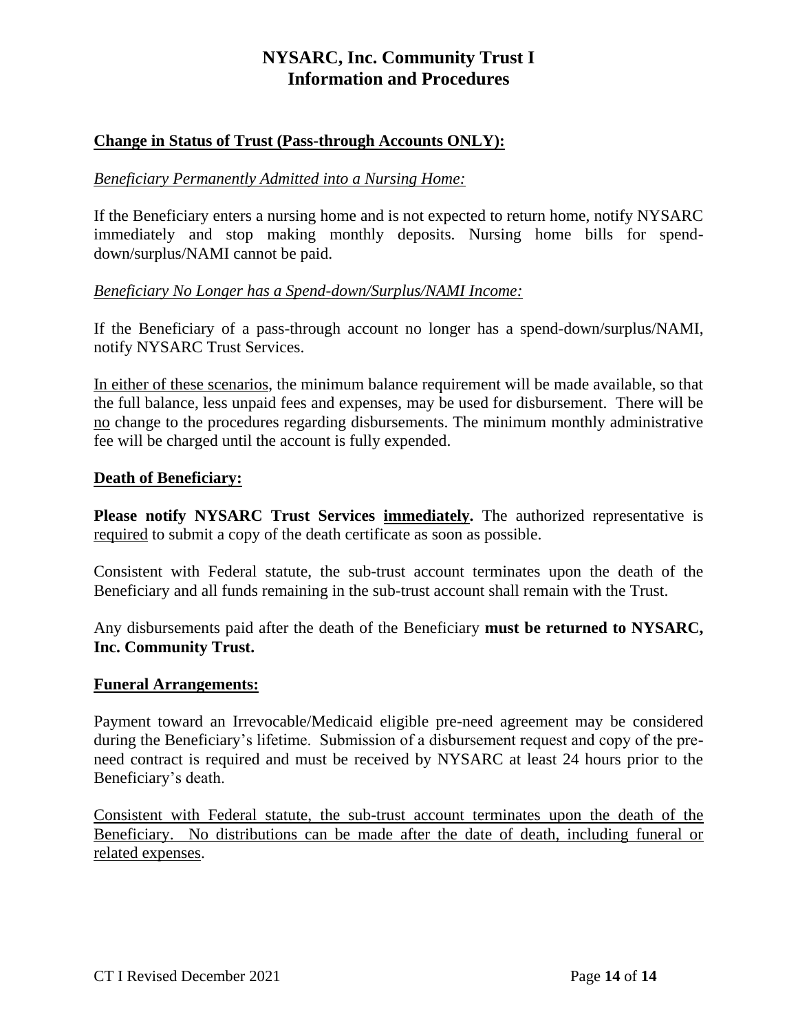# NYSARC, Inc. Community Trust I
# Information and Procedures

## Change in Status of Trust (Pass-through Accounts ONLY):

*Beneficiary Permanently Admitted into a Nursing Home:*

If the Beneficiary enters a nursing home and is not expected to return home, notify NYSARC immediately and stop making monthly deposits. Nursing home bills for spend-down/surplus/NAMI cannot be paid.

*Beneficiary No Longer has a Spend-down/Surplus/NAMI Income:*

If the Beneficiary of a pass-through account no longer has a spend-down/surplus/NAMI, notify NYSARC Trust Services.

In either of these scenarios, the minimum balance requirement will be made available, so that the full balance, less unpaid fees and expenses, may be used for disbursement. There will be no change to the procedures regarding disbursements. The minimum monthly administrative fee will be charged until the account is fully expended.

## Death of Beneficiary:

**Please notify NYSARC Trust Services immediately.** The authorized representative is required to submit a copy of the death certificate as soon as possible.

Consistent with Federal statute, the sub-trust account terminates upon the death of the Beneficiary and all funds remaining in the sub-trust account shall remain with the Trust.

Any disbursements paid after the death of the Beneficiary **must be returned to NYSARC, Inc. Community Trust.**

## Funeral Arrangements:

Payment toward an Irrevocable/Medicaid eligible pre-need agreement may be considered during the Beneficiary's lifetime. Submission of a disbursement request and copy of the pre-need contract is required and must be received by NYSARC at least 24 hours prior to the Beneficiary's death.

Consistent with Federal statute, the sub-trust account terminates upon the death of the Beneficiary. No distributions can be made after the date of death, including funeral or related expenses.